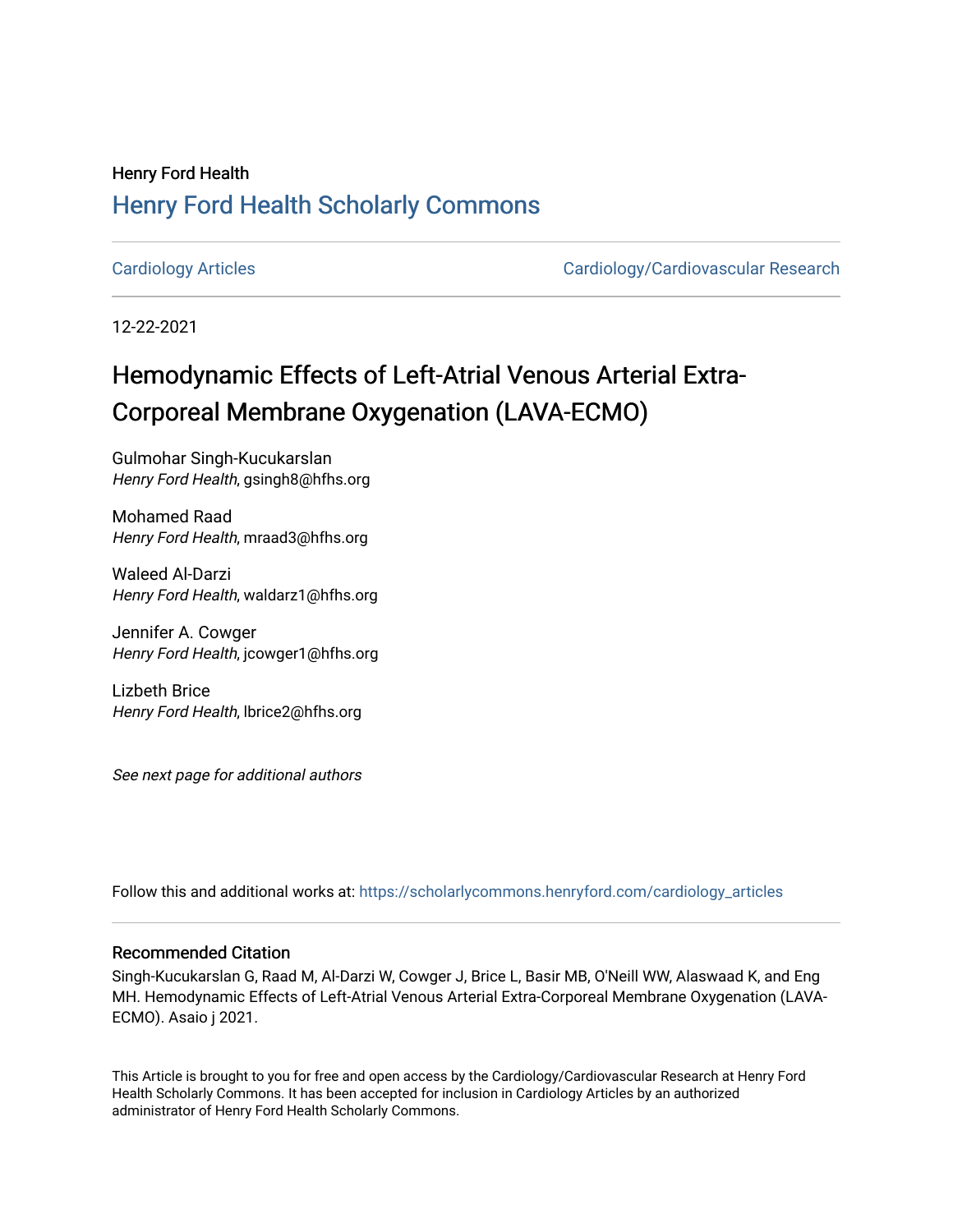Henry Ford Health

## Henry Ford Health Scholarly Commons

Cardiology Articles | Cardiology/Cardiovascular Research

12-22-2021

# Hemodynamic Effects of Left-Atrial Venous Arterial Extra-Corporeal Membrane Oxygenation (LAVA-ECMO)

Gulmohar Singh-Kucukarslan
*Henry Ford Health*, gsingh8@hfhs.org

Mohamed Raad
*Henry Ford Health*, mraad3@hfhs.org

Waleed Al-Darzi
*Henry Ford Health*, waldarz1@hfhs.org

Jennifer A. Cowger
*Henry Ford Health*, jcowger1@hfhs.org

Lizbeth Brice
*Henry Ford Health*, lbrice2@hfhs.org

*See next page for additional authors*

Follow this and additional works at: https://scholarlycommons.henryford.com/cardiology_articles

### Recommended Citation

Singh-Kucukarslan G, Raad M, Al-Darzi W, Cowger J, Brice L, Basir MB, O'Neill WW, Alaswaad K, and Eng MH. Hemodynamic Effects of Left-Atrial Venous Arterial Extra-Corporeal Membrane Oxygenation (LAVA-ECMO). Asaio j 2021.

This Article is brought to you for free and open access by the Cardiology/Cardiovascular Research at Henry Ford Health Scholarly Commons. It has been accepted for inclusion in Cardiology Articles by an authorized administrator of Henry Ford Health Scholarly Commons.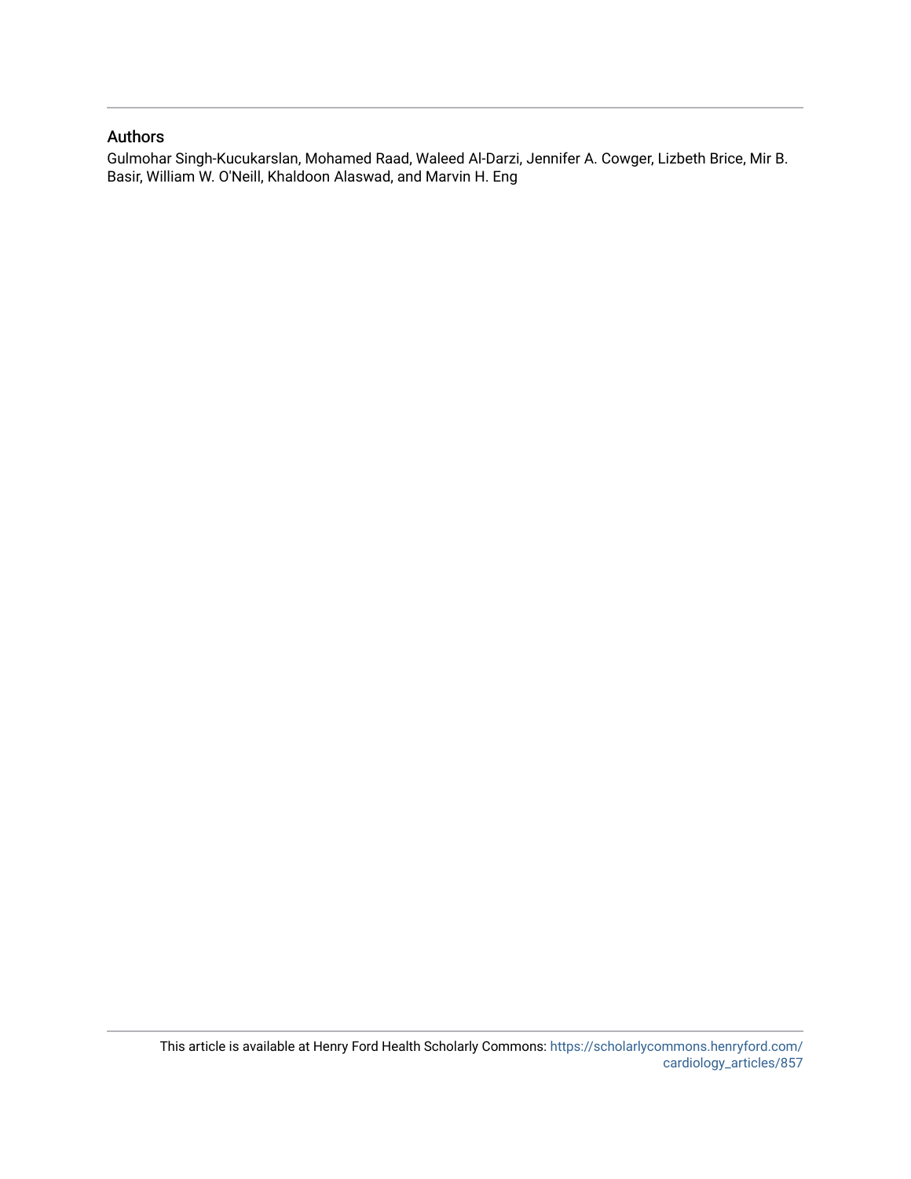## Authors

Gulmohar Singh-Kucukarslan, Mohamed Raad, Waleed Al-Darzi, Jennifer A. Cowger, Lizbeth Brice, Mir B. Basir, William W. O'Neill, Khaldoon Alaswad, and Marvin H. Eng

This article is available at Henry Ford Health Scholarly Commons: https://scholarlycommons.henryford.com/cardiology_articles/857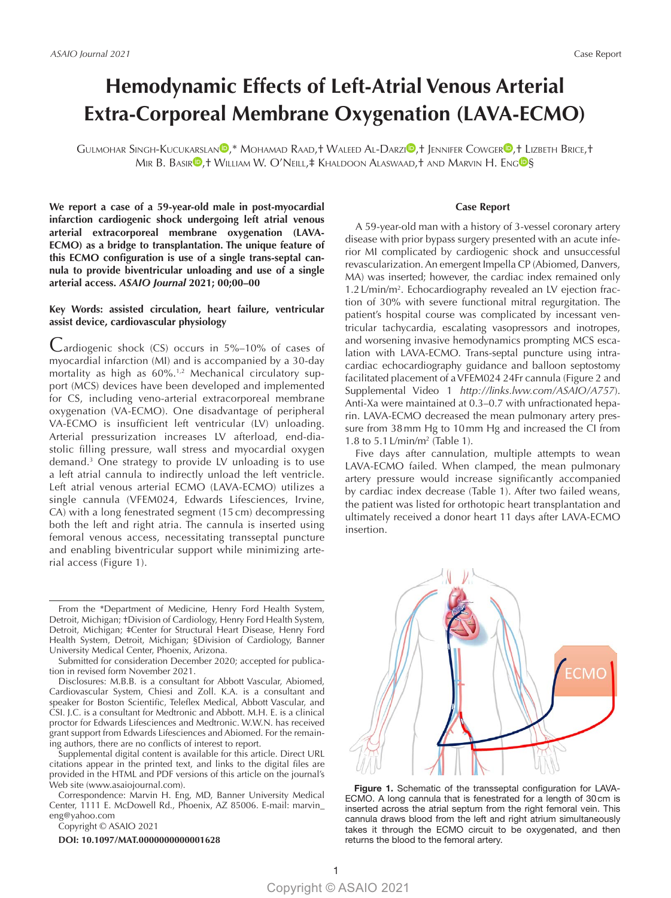# Hemodynamic Effects of Left-Atrial Venous Arterial Extra-Corporeal Membrane Oxygenation (LAVA-ECMO)

Gulmohar Singh-Kucukarslan,* Mohamad Raad,† Waleed Al-Darzi,† Jennifer Cowger,† Lizbeth Brice,† Mir B. Basir,† William W. O'Neill,‡ Khaldoon Alaswaad,† and Marvin H. Eng§

**We report a case of a 59-year-old male in post-myocardial infarction cardiogenic shock undergoing left atrial venous arterial extracorporeal membrane oxygenation (LAVA-ECMO) as a bridge to transplantation. The unique feature of this ECMO configuration is use of a single trans-septal cannula to provide biventricular unloading and use of a single arterial access.** ***ASAIO Journal*** **2021; 00;00–00**

**Key Words: assisted circulation, heart failure, ventricular assist device, cardiovascular physiology**

Cardiogenic shock (CS) occurs in 5%–10% of cases of myocardial infarction (MI) and is accompanied by a 30-day mortality as high as 60%.[1,2] Mechanical circulatory support (MCS) devices have been developed and implemented for CS, including veno-arterial extracorporeal membrane oxygenation (VA-ECMO). One disadvantage of peripheral VA-ECMO is insufficient left ventricular (LV) unloading. Arterial pressurization increases LV afterload, end-diastolic filling pressure, wall stress and myocardial oxygen demand.[3] One strategy to provide LV unloading is to use a left atrial cannula to indirectly unload the left ventricle. Left atrial venous arterial ECMO (LAVA-ECMO) utilizes a single cannula (VFEM024, Edwards Lifesciences, Irvine, CA) with a long fenestrated segment (15 cm) decompressing both the left and right atria. The cannula is inserted using femoral venous access, necessitating transseptal puncture and enabling biventricular support while minimizing arterial access (Figure 1).

## Case Report

A 59-year-old man with a history of 3-vessel coronary artery disease with prior bypass surgery presented with an acute inferior MI complicated by cardiogenic shock and unsuccessful revascularization. An emergent Impella CP (Abiomed, Danvers, MA) was inserted; however, the cardiac index remained only 1.2 L/min/m². Echocardiography revealed an LV ejection fraction of 30% with severe functional mitral regurgitation. The patient's hospital course was complicated by incessant ventricular tachycardia, escalating vasopressors and inotropes, and worsening invasive hemodynamics prompting MCS escalation with LAVA-ECMO. Trans-septal puncture using intracardiac echocardiography guidance and balloon septostomy facilitated placement of a VFEM024 24Fr cannula (Figure 2 and Supplemental Video 1 *http://links.lww.com/ASAIO/A757*). Anti-Xa were maintained at 0.3–0.7 with unfractionated heparin. LAVA-ECMO decreased the mean pulmonary artery pressure from 38 mm Hg to 10 mm Hg and increased the CI from 1.8 to 5.1 L/min/m² (Table 1).

Five days after cannulation, multiple attempts to wean LAVA-ECMO failed. When clamped, the mean pulmonary artery pressure would increase significantly accompanied by cardiac index decrease (Table 1). After two failed weans, the patient was listed for orthotopic heart transplantation and ultimately received a donor heart 11 days after LAVA-ECMO insertion.

**Figure 1.** Schematic of the transseptal configuration for LAVA-ECMO. A long cannula that is fenestrated for a length of 30 cm is inserted across the atrial septum from the right femoral vein. This cannula draws blood from the left and right atrium simultaneously takes it through the ECMO circuit to be oxygenated, and then returns the blood to the femoral artery.

From the *Department of Medicine, Henry Ford Health System, Detroit, Michigan; †Division of Cardiology, Henry Ford Health System, Detroit, Michigan; ‡Center for Structural Heart Disease, Henry Ford Health System, Detroit, Michigan; §Division of Cardiology, Banner University Medical Center, Phoenix, Arizona.

Submitted for consideration December 2020; accepted for publication in revised form November 2021.

Disclosures: M.B.B. is a consultant for Abbott Vascular, Abiomed, Cardiovascular System, Chiesi and Zoll. K.A. is a consultant and speaker for Boston Scientific, Teleflex Medical, Abbott Vascular, and CSI. J.C. is a consultant for Medtronic and Abbott. M.H. E. is a clinical proctor for Edwards Lifesciences and Medtronic. W.W.N. has received grant support from Edwards Lifesciences and Abiomed. For the remaining authors, there are no conflicts of interest to report.

Supplemental digital content is available for this article. Direct URL citations appear in the printed text, and links to the digital files are provided in the HTML and PDF versions of this article on the journal's Web site (www.asaiojournal.com).

Correspondence: Marvin H. Eng, MD, Banner University Medical Center, 1111 E. McDowell Rd., Phoenix, AZ 85006. E-mail: marvin_eng@yahoo.com

Copyright © ASAIO 2021

**DOI: 10.1097/MAT.0000000000001628**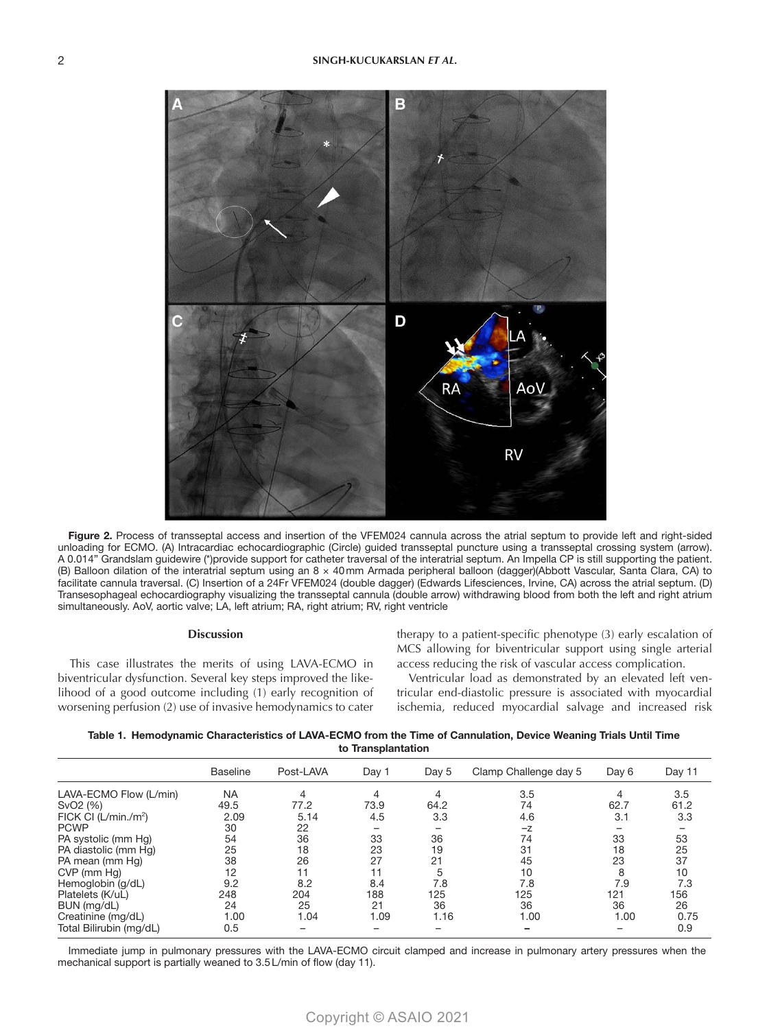**Figure 2.** Process of transseptal access and insertion of the VFEM024 cannula across the atrial septum to provide left and right-sided unloading for ECMO. (A) Intracardiac echocardiographic (Circle) guided transseptal puncture using a transseptal crossing system (arrow). A 0.014" Grandslam guidewire (*)provide support for catheter traversal of the interatrial septum. An Impella CP is still supporting the patient. (B) Balloon dilation of the interatrial septum using an 8 × 40 mm Armada peripheral balloon (dagger)(Abbott Vascular, Santa Clara, CA) to facilitate cannula traversal. (C) Insertion of a 24Fr VFEM024 (double dagger) (Edwards Lifesciences, Irvine, CA) across the atrial septum. (D) Transesophageal echocardiography visualizing the transseptal cannula (double arrow) withdrawing blood from both the left and right atrium simultaneously. AoV, aortic valve; LA, left atrium; RA, right atrium; RV, right ventricle

## Discussion

This case illustrates the merits of using LAVA-ECMO in biventricular dysfunction. Several key steps improved the likelihood of a good outcome including (1) early recognition of worsening perfusion (2) use of invasive hemodynamics to cater therapy to a patient-specific phenotype (3) early escalation of MCS allowing for biventricular support using single arterial access reducing the risk of vascular access complication.

Ventricular load as demonstrated by an elevated left ventricular end-diastolic pressure is associated with myocardial ischemia, reduced myocardial salvage and increased risk

**Table 1. Hemodynamic Characteristics of LAVA-ECMO from the Time of Cannulation, Device Weaning Trials Until Time to Transplantation**

| | Baseline | Post-LAVA | Day 1 | Day 5 | Clamp Challenge day 5 | Day 6 | Day 11 |
|---|---|---|---|---|---|---|---|
| LAVA-ECMO Flow (L/min) | NA | 4 | 4 | 4 | 3.5 | 4 | 3.5 |
| SvO2 (%) | 49.5 | 77.2 | 73.9 | 64.2 | 74 | 62.7 | 61.2 |
| FICK CI (L/min./m$^2$) | 2.09 | 5.14 | 4.5 | 3.3 | 4.6 | 3.1 | 3.3 |
| PCWP | 30 | 22 | – | – | –z | – | – |
| PA systolic (mm Hg) | 54 | 36 | 33 | 36 | 74 | 33 | 53 |
| PA diastolic (mm Hg) | 25 | 18 | 23 | 19 | 31 | 18 | 25 |
| PA mean (mm Hg) | 38 | 26 | 27 | 21 | 45 | 23 | 37 |
| CVP (mm Hg) | 12 | 11 | 11 | 5 | 10 | 8 | 10 |
| Hemoglobin (g/dL) | 9.2 | 8.2 | 8.4 | 7.8 | 7.8 | 7.9 | 7.3 |
| Platelets (K/uL) | 248 | 204 | 188 | 125 | 125 | 121 | 156 |
| BUN (mg/dL) | 24 | 25 | 21 | 36 | 36 | 36 | 26 |
| Creatinine (mg/dL) | 1.00 | 1.04 | 1.09 | 1.16 | 1.00 | 1.00 | 0.75 |
| Total Bilirubin (mg/dL) | 0.5 | – | – | – | – | – | 0.9 |

Immediate jump in pulmonary pressures with the LAVA-ECMO circuit clamped and increase in pulmonary artery pressures when the mechanical support is partially weaned to 3.5 L/min of flow (day 11).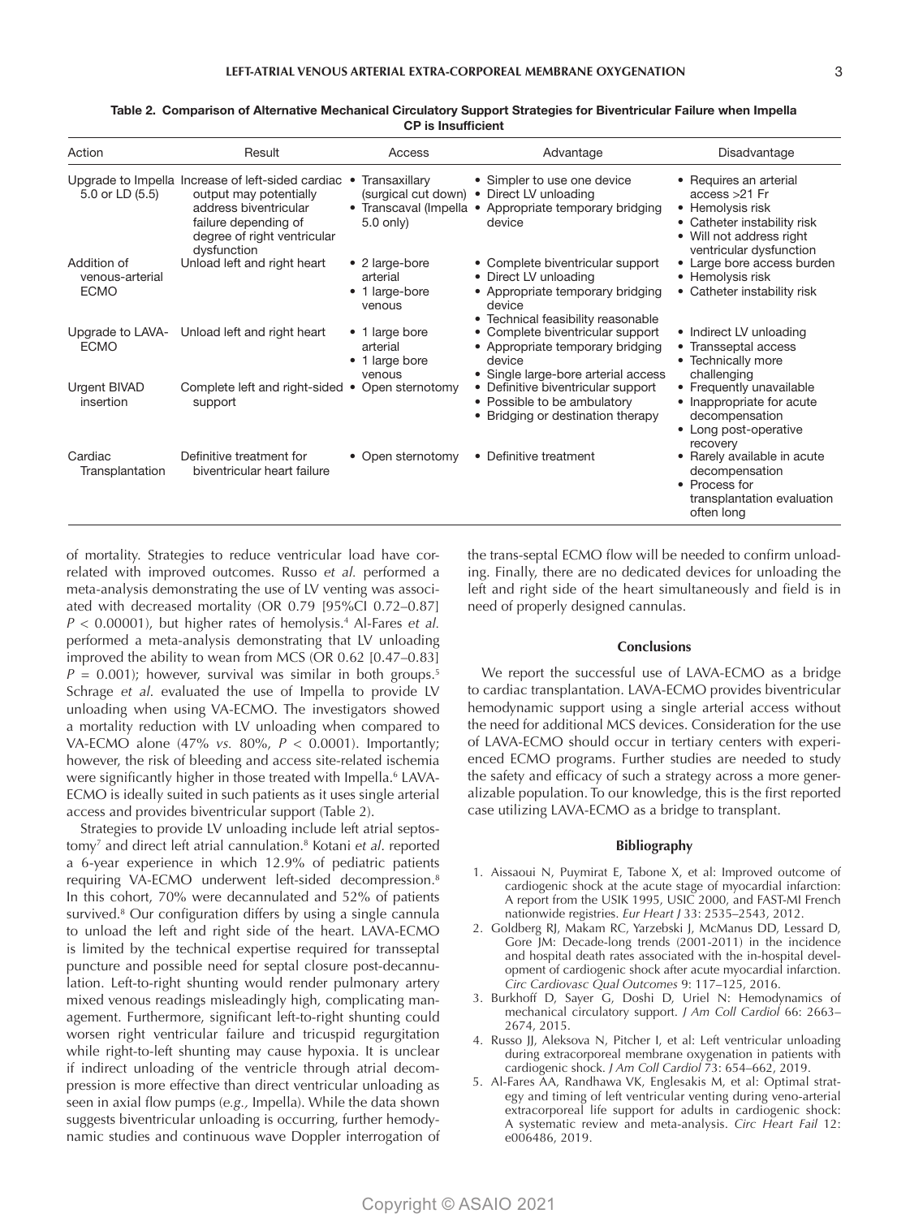**Table 2. Comparison of Alternative Mechanical Circulatory Support Strategies for Biventricular Failure when Impella CP is Insufficient**

| Action | Result | Access | Advantage | Disadvantage |
|---|---|---|---|---|
| Upgrade to Impella 5.0 or LD (5.5) | Increase of left-sided cardiac output may potentially address biventricular failure depending of degree of right ventricular dysfunction | • Transaxillary (surgical cut down)<br>• Transcaval (Impella 5.0 only) | • Simpler to use one device<br>• Direct LV unloading<br>• Appropriate temporary bridging device | • Requires an arterial access >21 Fr<br>• Hemolysis risk<br>• Catheter instability risk<br>• Will not address right ventricular dysfunction |
| Addition of venous-arterial ECMO | Unload left and right heart | • 2 large-bore arterial<br>• 1 large-bore venous | • Complete biventricular support<br>• Direct LV unloading<br>• Appropriate temporary bridging device<br>• Technical feasibility reasonable | • Large bore access burden<br>• Hemolysis risk<br>• Catheter instability risk |
| Upgrade to LAVA-ECMO | Unload left and right heart | • 1 large bore arterial<br>• 1 large bore venous | • Complete biventricular support<br>• Appropriate temporary bridging device<br>• Single large-bore arterial access | • Indirect LV unloading<br>• Transseptal access<br>• Technically more challenging |
| Urgent BIVAD insertion | Complete left and right-sided support | • Open sternotomy | • Definitive biventricular support<br>• Possible to be ambulatory<br>• Bridging or destination therapy | • Frequently unavailable<br>• Inappropriate for acute decompensation<br>• Long post-operative recovery |
| Cardiac Transplantation | Definitive treatment for biventricular heart failure | • Open sternotomy | • Definitive treatment | • Rarely available in acute decompensation<br>• Process for transplantation evaluation often long |

of mortality. Strategies to reduce ventricular load have correlated with improved outcomes. Russo *et al.* performed a meta-analysis demonstrating the use of LV venting was associated with decreased mortality (OR 0.79 [95%CI 0.72–0.87] $P < 0.00001$), but higher rates of hemolysis.[4] Al-Fares *et al.* performed a meta-analysis demonstrating that LV unloading improved the ability to wean from MCS (OR 0.62 [0.47–0.83] $P = 0.001$); however, survival was similar in both groups.[5] Schrage *et al*. evaluated the use of Impella to provide LV unloading when using VA-ECMO. The investigators showed a mortality reduction with LV unloading when compared to VA-ECMO alone (47% *vs.* 80%, $P < 0.0001$). Importantly; however, the risk of bleeding and access site-related ischemia were significantly higher in those treated with Impella.[6] LAVA-ECMO is ideally suited in such patients as it uses single arterial access and provides biventricular support (Table 2).

Strategies to provide LV unloading include left atrial septostomy[7] and direct left atrial cannulation.[8] Kotani *et al*. reported a 6-year experience in which 12.9% of pediatric patients requiring VA-ECMO underwent left-sided decompression.[8] In this cohort, 70% were decannulated and 52% of patients survived.[8] Our configuration differs by using a single cannula to unload the left and right side of the heart. LAVA-ECMO is limited by the technical expertise required for transseptal puncture and possible need for septal closure post-decannulation. Left-to-right shunting would render pulmonary artery mixed venous readings misleadingly high, complicating management. Furthermore, significant left-to-right shunting could worsen right ventricular failure and tricuspid regurgitation while right-to-left shunting may cause hypoxia. It is unclear if indirect unloading of the ventricle through atrial decompression is more effective than direct ventricular unloading as seen in axial flow pumps (*e.g.,* Impella). While the data shown suggests biventricular unloading is occurring, further hemodynamic studies and continuous wave Doppler interrogation of the trans-septal ECMO flow will be needed to confirm unloading. Finally, there are no dedicated devices for unloading the left and right side of the heart simultaneously and field is in need of properly designed cannulas.

## Conclusions

We report the successful use of LAVA-ECMO as a bridge to cardiac transplantation. LAVA-ECMO provides biventricular hemodynamic support using a single arterial access without the need for additional MCS devices. Consideration for the use of LAVA-ECMO should occur in tertiary centers with experienced ECMO programs. Further studies are needed to study the safety and efficacy of such a strategy across a more generalizable population. To our knowledge, this is the first reported case utilizing LAVA-ECMO as a bridge to transplant.

## Bibliography

1. Aissaoui N, Puymirat E, Tabone X, et al: Improved outcome of cardiogenic shock at the acute stage of myocardial infarction: A report from the USIK 1995, USIC 2000, and FAST-MI French nationwide registries. *Eur Heart J* 33: 2535–2543, 2012.
2. Goldberg RJ, Makam RC, Yarzebski J, McManus DD, Lessard D, Gore JM: Decade-long trends (2001-2011) in the incidence and hospital death rates associated with the in-hospital development of cardiogenic shock after acute myocardial infarction. *Circ Cardiovasc Qual Outcomes* 9: 117–125, 2016.
3. Burkhoff D, Sayer G, Doshi D, Uriel N: Hemodynamics of mechanical circulatory support. *J Am Coll Cardiol* 66: 2663–2674, 2015.
4. Russo JJ, Aleksova N, Pitcher I, et al: Left ventricular unloading during extracorporeal membrane oxygenation in patients with cardiogenic shock. *J Am Coll Cardiol* 73: 654–662, 2019.
5. Al-Fares AA, Randhawa VK, Englesakis M, et al: Optimal strategy and timing of left ventricular venting during veno-arterial extracorporeal life support for adults in cardiogenic shock: A systematic review and meta-analysis. *Circ Heart Fail* 12: e006486, 2019.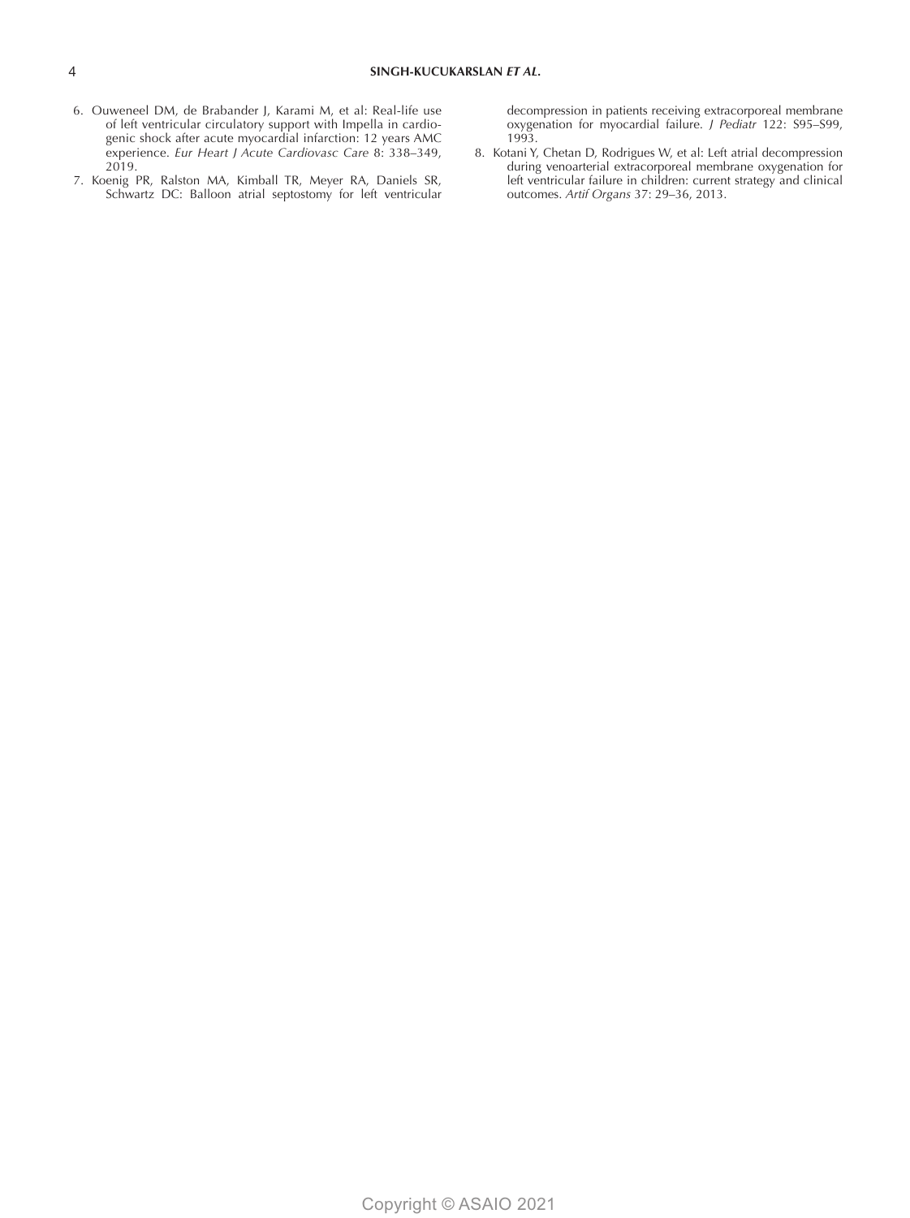6. Ouweneel DM, de Brabander J, Karami M, et al: Real-life use of left ventricular circulatory support with Impella in cardiogenic shock after acute myocardial infarction: 12 years AMC experience. *Eur Heart J Acute Cardiovasc Care* 8: 338–349, 2019.
7. Koenig PR, Ralston MA, Kimball TR, Meyer RA, Daniels SR, Schwartz DC: Balloon atrial septostomy for left ventricular decompression in patients receiving extracorporeal membrane oxygenation for myocardial failure. *J Pediatr* 122: S95–S99, 1993.
8. Kotani Y, Chetan D, Rodrigues W, et al: Left atrial decompression during venoarterial extracorporeal membrane oxygenation for left ventricular failure in children: current strategy and clinical outcomes. *Artif Organs* 37: 29–36, 2013.